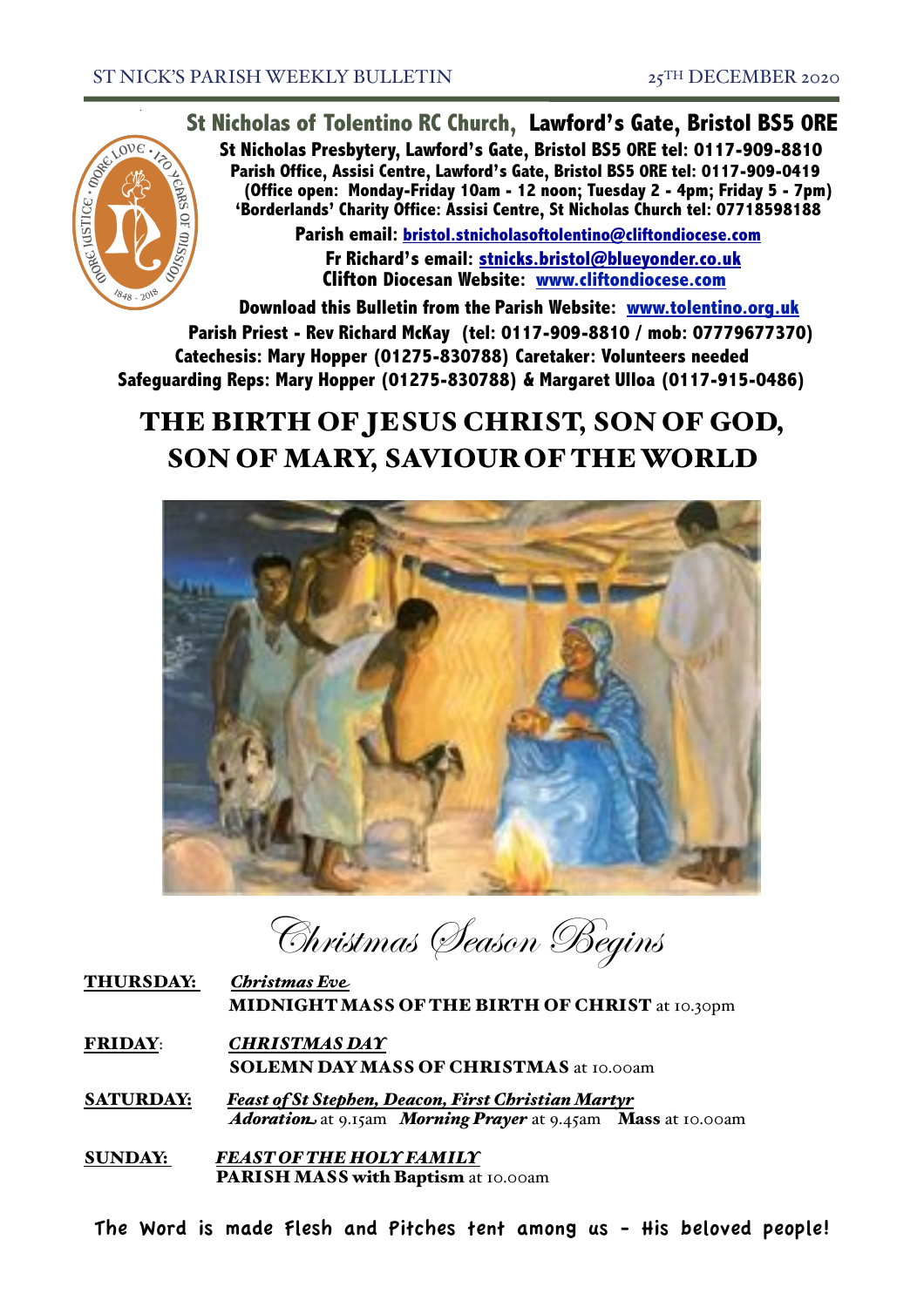ST NICK'S PARISH WEEKLY BULLETIN — 25TH DECEMBER 2020

# St Nicholas of Tolentino RC Church, Lawford's Gate, Bristol BS5 0RE

**St Nicholas Presbytery, Lawford's Gate, Bristol BS5 0RE tel: 0117-909-8810**
**Parish Office, Assisi Centre, Lawford's Gate, Bristol BS5 0RE tel: 0117-909-0419**
**(Office open: Monday-Friday 10am - 12 noon; Tuesday 2 - 4pm; Friday 5 - 7pm)**
**'Borderlands' Charity Office: Assisi Centre, St Nicholas Church tel: 07718598188**

**Parish email: bristol.stnicholasoftolentino@cliftondiocese.com**
**Fr Richard's email: stnicks.bristol@blueyonder.co.uk**
**Clifton Diocesan Website: www.cliftondiocese.com**

**Download this Bulletin from the Parish Website: www.tolentino.org.uk**
**Parish Priest - Rev Richard McKay (tel: 0117-909-8810 / mob: 07779677370)**
**Catechesis: Mary Hopper (01275-830788) Caretaker: Volunteers needed**
**Safeguarding Reps: Mary Hopper (01275-830788) & Margaret Ulloa (0117-915-0486)**

# THE BIRTH OF JESUS CHRIST, SON OF GOD, SON OF MARY, SAVIOUR OF THE WORLD

## Christmas Season Begins

**THURSDAY:** ***Christmas Eve***
**MIDNIGHT MASS OF THE BIRTH OF CHRIST** at 10.30pm

**FRIDAY:** ***CHRISTMAS DAY***
**SOLEMN DAY MASS OF CHRISTMAS** at 10.00am

**SATURDAY:** ***Feast of St Stephen, Deacon, First Christian Martyr***
***Adoration*** at 9.15am ***Morning Prayer*** at 9.45am **Mass** at 10.00am

**SUNDAY:** ***FEAST OF THE HOLY FAMILY***
**PARISH MASS with Baptism** at 10.00am

The Word is made Flesh and Pitches tent among us - His beloved people!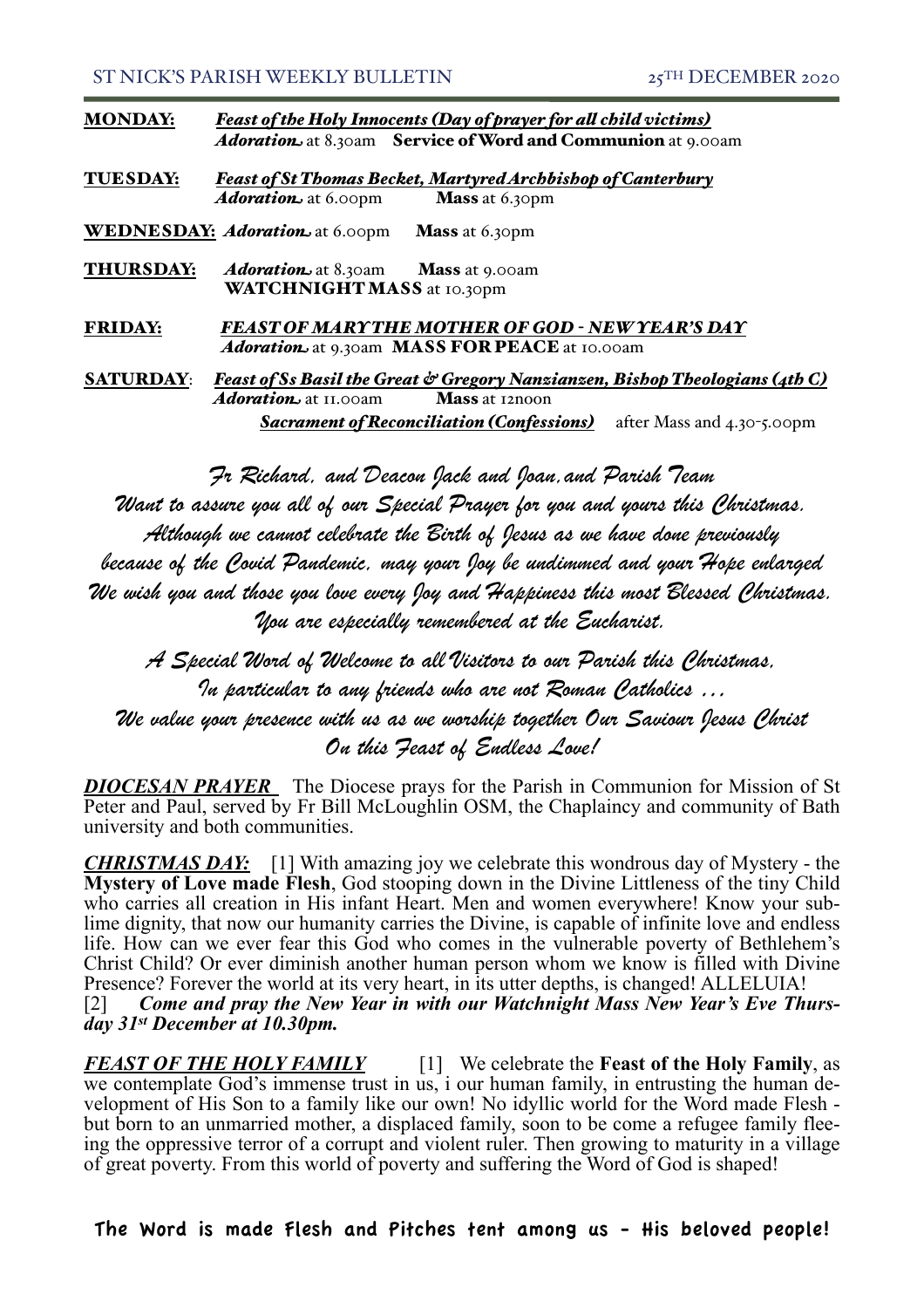**MONDAY:** ***Feast of the Holy Innocents (Day of prayer for all child victims)***
***Adoration*** at 8.30am **Service of Word and Communion** at 9.00am

**TUESDAY:** ***Feast of St Thomas Becket, Martyred Archbishop of Canterbury***
***Adoration*** at 6.00pm **Mass** at 6.30pm

**WEDNESDAY:** ***Adoration*** at 6.00pm **Mass** at 6.30pm

**THURSDAY:** ***Adoration*** at 8.30am **Mass** at 9.00am
**WATCHNIGHT MASS** at 10.30pm

**FRIDAY:** ***FEAST OF MARY THE MOTHER OF GOD - NEW YEAR'S DAY***
***Adoration*** at 9.30am **MASS FOR PEACE** at 10.00am

**SATURDAY**: ***Feast of Ss Basil the Great & Gregory Nanzianzen, Bishop Theologians (4th C)***
***Adoration*** at 11.00am **Mass** at 12noon
***Sacrament of Reconciliation (Confessions)*** after Mass and 4.30-5.00pm

*Fr Richard, and Deacon Jack and Joan, and Parish Team*
*Want to assure you all of our Special Prayer for you and yours this Christmas.*
*Although we cannot celebrate the Birth of Jesus as we have done previously*
*because of the Covid Pandemic, may your Joy be undimmed and your Hope enlarged*
*We wish you and those you love every Joy and Happiness this most Blessed Christmas.*
*You are especially remembered at the Eucharist.*

*A Special Word of Welcome to all Visitors to our Parish this Christmas,*
*In particular to any friends who are not Roman Catholics …*
*We value your presence with us as we worship together Our Saviour Jesus Christ*
*On this Feast of Endless Love!*

***DIOCESAN PRAYER*** The Diocese prays for the Parish in Communion for Mission of St Peter and Paul, served by Fr Bill McLoughlin OSM, the Chaplaincy and community of Bath university and both communities.

***CHRISTMAS DAY:*** [1] With amazing joy we celebrate this wondrous day of Mystery - the **Mystery of Love made Flesh**, God stooping down in the Divine Littleness of the tiny Child who carries all creation in His infant Heart. Men and women everywhere! Know your sublime dignity, that now our humanity carries the Divine, is capable of infinite love and endless life. How can we ever fear this God who comes in the vulnerable poverty of Bethlehem's Christ Child? Or ever diminish another human person whom we know is filled with Divine Presence? Forever the world at its very heart, in its utter depths, is changed! ALLELUIA!
[2] ***Come and pray the New Year in with our Watchnight Mass New Year's Eve Thursday 31st December at 10.30pm.***

***FEAST OF THE HOLY FAMILY*** [1] We celebrate the **Feast of the Holy Family**, as we contemplate God's immense trust in us, i our human family, in entrusting the human development of His Son to a family like our own! No idyllic world for the Word made Flesh - but born to an unmarried mother, a displaced family, soon to be come a refugee family fleeing the oppressive terror of a corrupt and violent ruler. Then growing to maturity in a village of great poverty. From this world of poverty and suffering the Word of God is shaped!

**The Word is made Flesh and Pitches tent among us - His beloved people!**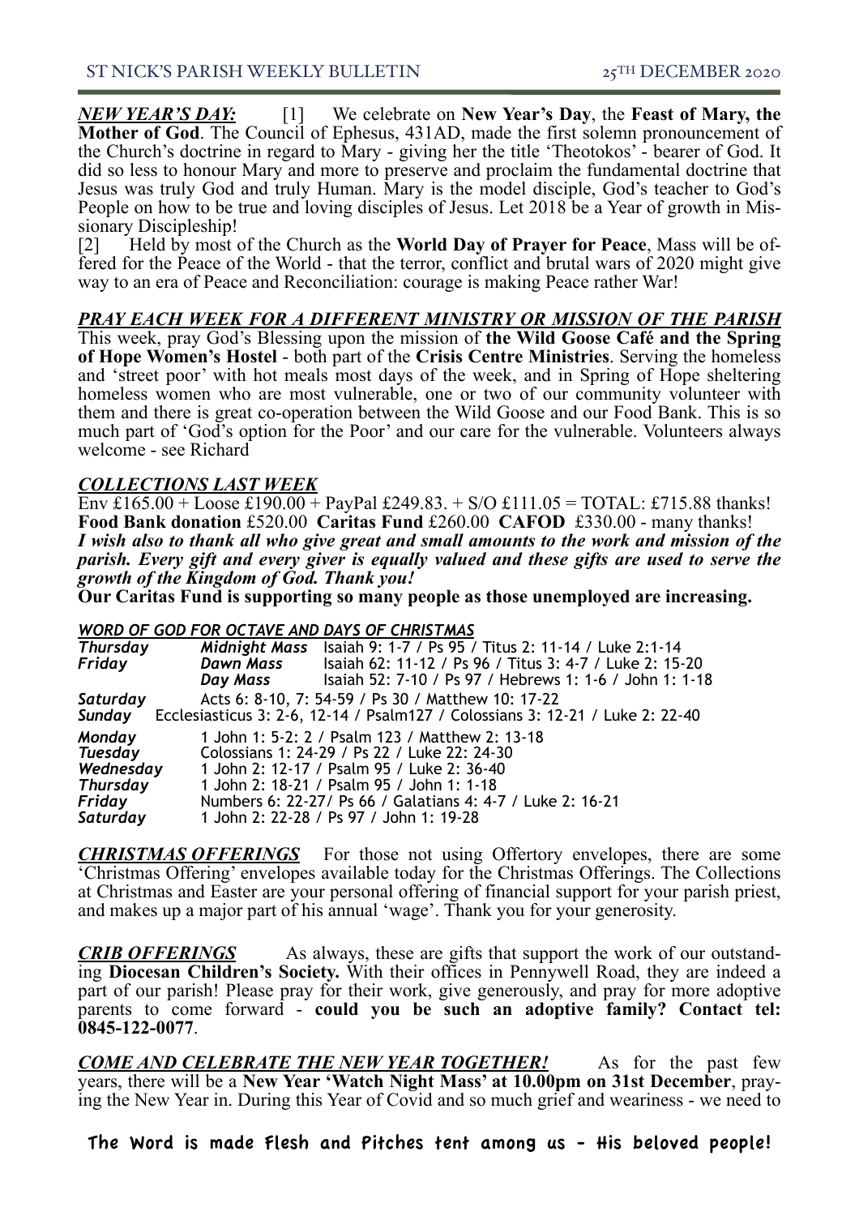***NEW YEAR'S DAY:*** [1] We celebrate on **New Year's Day**, the **Feast of Mary, the Mother of God**. The Council of Ephesus, 431AD, made the first solemn pronouncement of the Church's doctrine in regard to Mary - giving her the title 'Theotokos' - bearer of God. It did so less to honour Mary and more to preserve and proclaim the fundamental doctrine that Jesus was truly God and truly Human. Mary is the model disciple, God's teacher to God's People on how to be true and loving disciples of Jesus. Let 2018 be a Year of growth in Missionary Discipleship!

[2] Held by most of the Church as the **World Day of Prayer for Peace**, Mass will be offered for the Peace of the World - that the terror, conflict and brutal wars of 2020 might give way to an era of Peace and Reconciliation: courage is making Peace rather War!

## *PRAY EACH WEEK FOR A DIFFERENT MINISTRY OR MISSION OF THE PARISH*

This week, pray God's Blessing upon the mission of **the Wild Goose Café and the Spring of Hope Women's Hostel** - both part of the **Crisis Centre Ministries**. Serving the homeless and 'street poor' with hot meals most days of the week, and in Spring of Hope sheltering homeless women who are most vulnerable, one or two of our community volunteer with them and there is great co-operation between the Wild Goose and our Food Bank. This is so much part of 'God's option for the Poor' and our care for the vulnerable. Volunteers always welcome - see Richard

## *COLLECTIONS LAST WEEK*

Env £165.00 + Loose £190.00 + PayPal £249.83. + S/O £111.05 = TOTAL: £715.88 thanks!
**Food Bank donation** £520.00 **Caritas Fund** £260.00 **CAFOD** £330.00 - many thanks!
***I wish also to thank all who give great and small amounts to the work and mission of the parish. Every gift and every giver is equally valued and these gifts are used to serve the growth of the Kingdom of God. Thank you!***
**Our Caritas Fund is supporting so many people as those unemployed are increasing.**

## *WORD OF GOD FOR OCTAVE AND DAYS OF CHRISTMAS*

| | | |
|---|---|---|
| ***Thursday*** | ***Midnight Mass*** | Isaiah 9: 1-7 / Ps 95 / Titus 2: 11-14 / Luke 2:1-14 |
| ***Friday*** | ***Dawn Mass*** | Isaiah 62: 11-12 / Ps 96 / Titus 3: 4-7 / Luke 2: 15-20 |
| | ***Day Mass*** | Isaiah 52: 7-10 / Ps 97 / Hebrews 1: 1-6 / John 1: 1-18 |
| ***Saturday*** | | Acts 6: 8-10, 7: 54-59 / Ps 30 / Matthew 10: 17-22 |
| ***Sunday*** | | Ecclesiasticus 3: 2-6, 12-14 / Psalm127 / Colossians 3: 12-21 / Luke 2: 22-40 |
| ***Monday*** | | 1 John 1: 5-2: 2 / Psalm 123 / Matthew 2: 13-18 |
| ***Tuesday*** | | Colossians 1: 24-29 / Ps 22 / Luke 22: 24-30 |
| ***Wednesday*** | | 1 John 2: 12-17 / Psalm 95 / Luke 2: 36-40 |
| ***Thursday*** | | 1 John 2: 18-21 / Psalm 95 / John 1: 1-18 |
| ***Friday*** | | Numbers 6: 22-27/ Ps 66 / Galatians 4: 4-7 / Luke 2: 16-21 |
| ***Saturday*** | | 1 John 2: 22-28 / Ps 97 / John 1: 19-28 |

***CHRISTMAS OFFERINGS*** For those not using Offertory envelopes, there are some 'Christmas Offering' envelopes available today for the Christmas Offerings. The Collections at Christmas and Easter are your personal offering of financial support for your parish priest, and makes up a major part of his annual 'wage'. Thank you for your generosity.

***CRIB OFFERINGS*** As always, these are gifts that support the work of our outstanding **Diocesan Children's Society.** With their offices in Pennywell Road, they are indeed a part of our parish! Please pray for their work, give generously, and pray for more adoptive parents to come forward - **could you be such an adoptive family? Contact tel: 0845-122-0077**.

***COME AND CELEBRATE THE NEW YEAR TOGETHER!*** As for the past few years, there will be a **New Year 'Watch Night Mass' at 10.00pm on 31st December**, praying the New Year in. During this Year of Covid and so much grief and weariness - we need to

**The Word is made Flesh and Pitches tent among us - His beloved people!**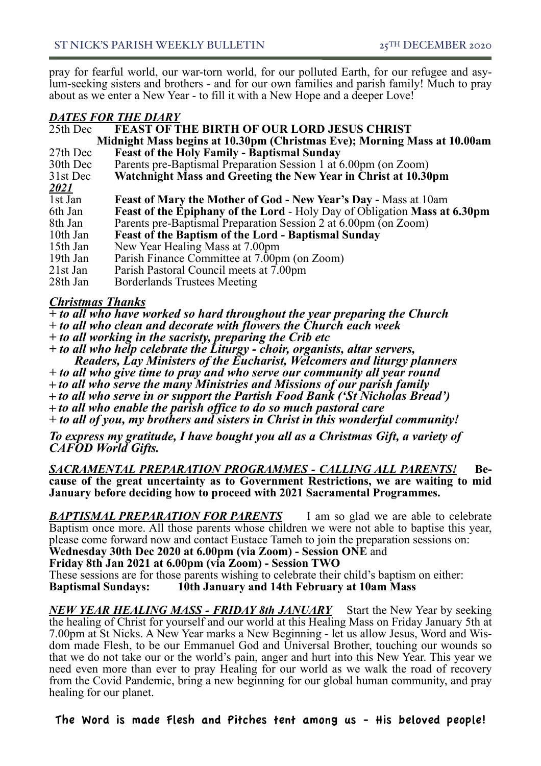pray for fearful world, our war-torn world, for our polluted Earth, for our refugee and asylum-seeking sisters and brothers - and for our own families and parish family! Much to pray about as we enter a New Year - to fill it with a New Hope and a deeper Love!

## ***DATES FOR THE DIARY***

| | |
|---|---|
| 25th Dec | **FEAST OF THE BIRTH OF OUR LORD JESUS CHRIST** |
| | **Midnight Mass begins at 10.30pm (Christmas Eve); Morning Mass at 10.00am** |
| 27th Dec | **Feast of the Holy Family - Baptismal Sunday** |
| 30th Dec | Parents pre-Baptismal Preparation Session 1 at 6.00pm (on Zoom) |
| 31st Dec | **Watchnight Mass and Greeting the New Year in Christ at 10.30pm** |
| ***2021*** | |
| 1st Jan | **Feast of Mary the Mother of God - New Year's Day -** Mass at 10am |
| 6th Jan | **Feast of the Epiphany of the Lord** - Holy Day of Obligation **Mass at 6.30pm** |
| 8th Jan | Parents pre-Baptismal Preparation Session 2 at 6.00pm (on Zoom) |
| 10th Jan | **Feast of the Baptism of the Lord - Baptismal Sunday** |
| 15th Jan | New Year Healing Mass at 7.00pm |
| 19th Jan | Parish Finance Committee at 7.00pm (on Zoom) |
| 21st Jan | Parish Pastoral Council meets at 7.00pm |
| 28th Jan | Borderlands Trustees Meeting |

## ***Christmas Thanks***

***+ to all who have worked so hard throughout the year preparing the Church***
***+ to all who clean and decorate with flowers the Church each week***
***+ to all working in the sacristy, preparing the Crib etc***
***+ to all who help celebrate the Liturgy - choir, organists, altar servers, Readers, Lay Ministers of the Eucharist, Welcomers and liturgy planners***
***+ to all who give time to pray and who serve our community all year round***
***+ to all who serve the many Ministries and Missions of our parish family***
***+ to all who serve in or support the Partish Food Bank ('St Nicholas Bread')***
***+ to all who enable the parish office to do so much pastoral care***
***+ to all of you, my brothers and sisters in Christ in this wonderful community!***

***To express my gratitude, I have bought you all as a Christmas Gift, a variety of CAFOD World Gifts.***

***SACRAMENTAL PREPARATION PROGRAMMES - CALLING ALL PARENTS!*** **Because of the great uncertainty as to Government Restrictions, we are waiting to mid January before deciding how to proceed with 2021 Sacramental Programmes.**

***BAPTISMAL PREPARATION FOR PARENTS*** I am so glad we are able to celebrate Baptism once more. All those parents whose children we were not able to baptise this year, please come forward now and contact Eustace Tameh to join the preparation sessions on:
**Wednesday 30th Dec 2020 at 6.00pm (via Zoom) - Session ONE** and
**Friday 8th Jan 2021 at 6.00pm (via Zoom) - Session TWO**
These sessions are for those parents wishing to celebrate their child's baptism on either:
**Baptismal Sundays: 10th January and 14th February at 10am Mass**

***NEW YEAR HEALING MASS - FRIDAY 8th JANUARY*** Start the New Year by seeking the healing of Christ for yourself and our world at this Healing Mass on Friday January 5th at 7.00pm at St Nicks. A New Year marks a New Beginning - let us allow Jesus, Word and Wisdom made Flesh, to be our Emmanuel God and Universal Brother, touching our wounds so that we do not take our or the world's pain, anger and hurt into this New Year. This year we need even more than ever to pray Healing for our world as we walk the road of recovery from the Covid Pandemic, bring a new beginning for our global human community, and pray healing for our planet.

**The Word is made Flesh and Pitches tent among us - His beloved people!**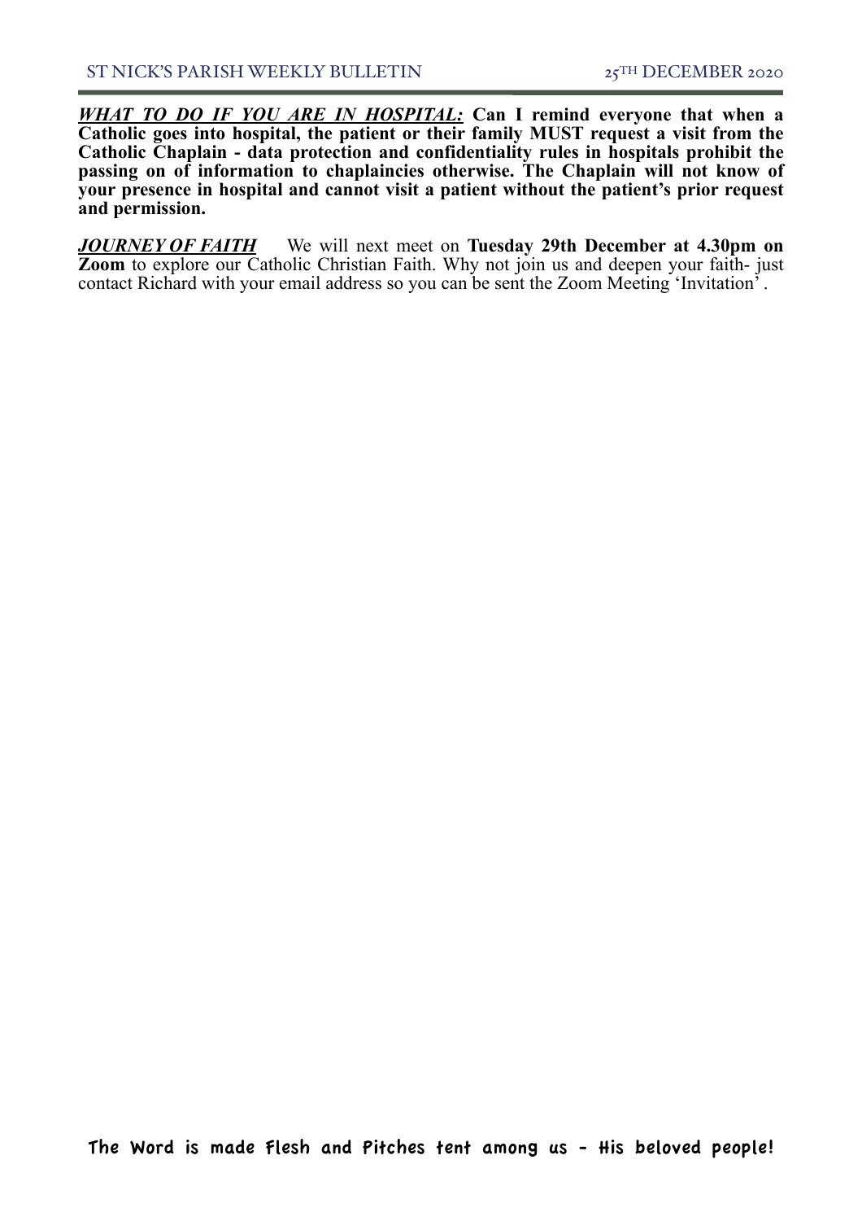***WHAT TO DO IF YOU ARE IN HOSPITAL:*** **Can I remind everyone that when a Catholic goes into hospital, the patient or their family MUST request a visit from the Catholic Chaplain - data protection and confidentiality rules in hospitals prohibit the passing on of information to chaplaincies otherwise. The Chaplain will not know of your presence in hospital and cannot visit a patient without the patient's prior request and permission.**

***JOURNEY OF FAITH*** We will next meet on **Tuesday 29th December at 4.30pm on Zoom** to explore our Catholic Christian Faith. Why not join us and deepen your faith- just contact Richard with your email address so you can be sent the Zoom Meeting 'Invitation'.

**The Word is made Flesh and Pitches tent among us - His beloved people!**